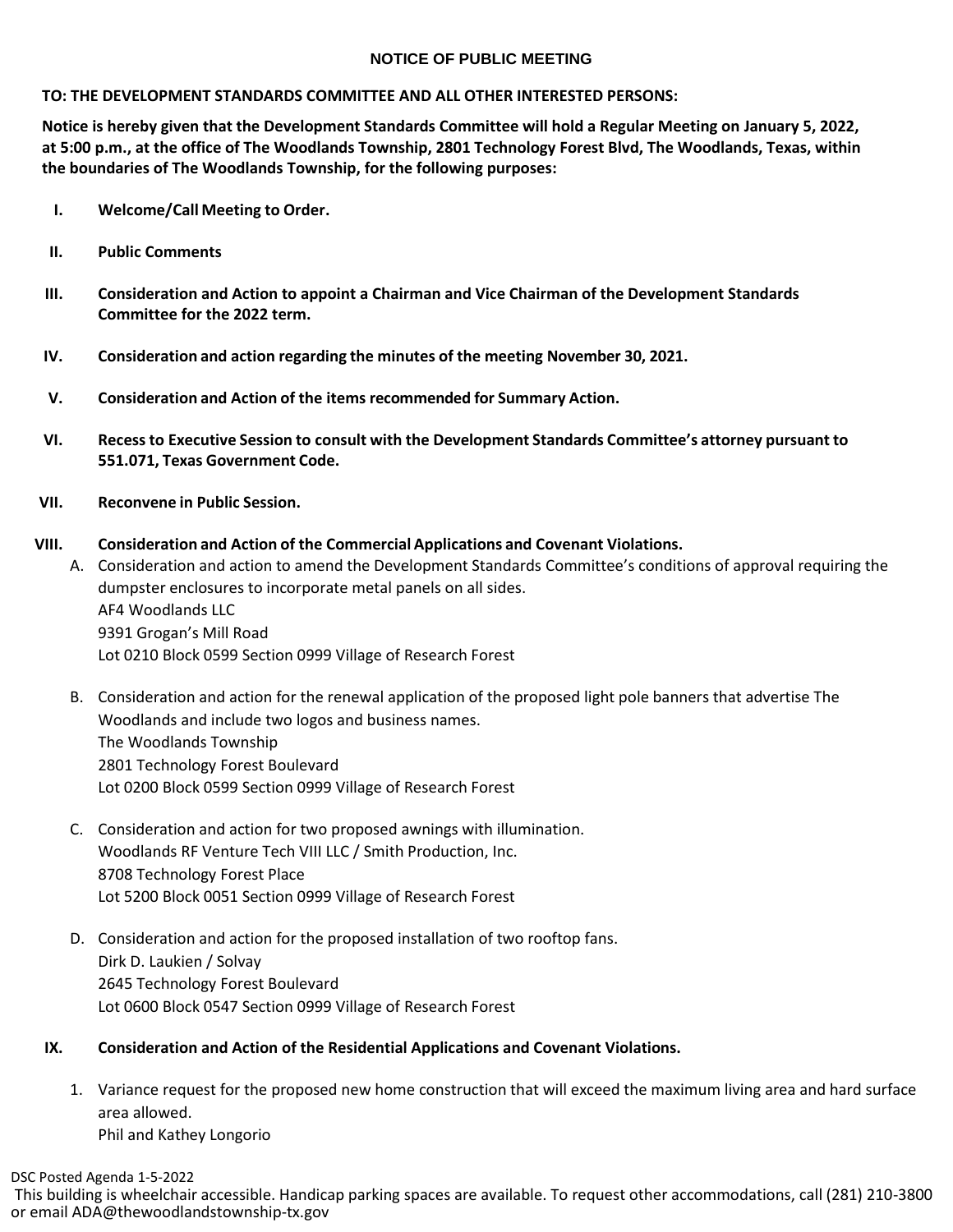# NOTICE OF PUBLIC MEETING

**TO: THE DEVELOPMENT STANDARDS COMMITTEE AND ALL OTHER INTERESTED PERSONS:**

**Notice is hereby given that the Development Standards Committee will hold a Regular Meeting on January 5, 2022, at 5:00 p.m., at the office of The Woodlands Township, 2801 Technology Forest Blvd, The Woodlands, Texas, within the boundaries of The Woodlands Township, for the following purposes:**

I. **Welcome/Call Meeting to Order.**

II. **Public Comments**

III. **Consideration and Action to appoint a Chairman and Vice Chairman of the Development Standards Committee for the 2022 term.**

IV. **Consideration and action regarding the minutes of the meeting November 30, 2021.**

V. **Consideration and Action of the items recommended for Summary Action.**

VI. **Recess to Executive Session to consult with the Development Standards Committee's attorney pursuant to 551.071, Texas Government Code.**

VII. **Reconvene in Public Session.**

VIII. **Consideration and Action of the Commercial Applications and Covenant Violations.**

A. Consideration and action to amend the Development Standards Committee's conditions of approval requiring the dumpster enclosures to incorporate metal panels on all sides.
AF4 Woodlands LLC
9391 Grogan's Mill Road
Lot 0210 Block 0599 Section 0999 Village of Research Forest

B. Consideration and action for the renewal application of the proposed light pole banners that advertise The Woodlands and include two logos and business names.
The Woodlands Township
2801 Technology Forest Boulevard
Lot 0200 Block 0599 Section 0999 Village of Research Forest

C. Consideration and action for two proposed awnings with illumination.
Woodlands RF Venture Tech VIII LLC / Smith Production, Inc.
8708 Technology Forest Place
Lot 5200 Block 0051 Section 0999 Village of Research Forest

D. Consideration and action for the proposed installation of two rooftop fans.
Dirk D. Laukien / Solvay
2645 Technology Forest Boulevard
Lot 0600 Block 0547 Section 0999 Village of Research Forest

IX. **Consideration and Action of the Residential Applications and Covenant Violations.**

1. Variance request for the proposed new home construction that will exceed the maximum living area and hard surface area allowed.
Phil and Kathey Longorio

DSC Posted Agenda 1-5-2022

This building is wheelchair accessible. Handicap parking spaces are available. To request other accommodations, call (281) 210-3800 or email ADA@thewoodlandstownship-tx.gov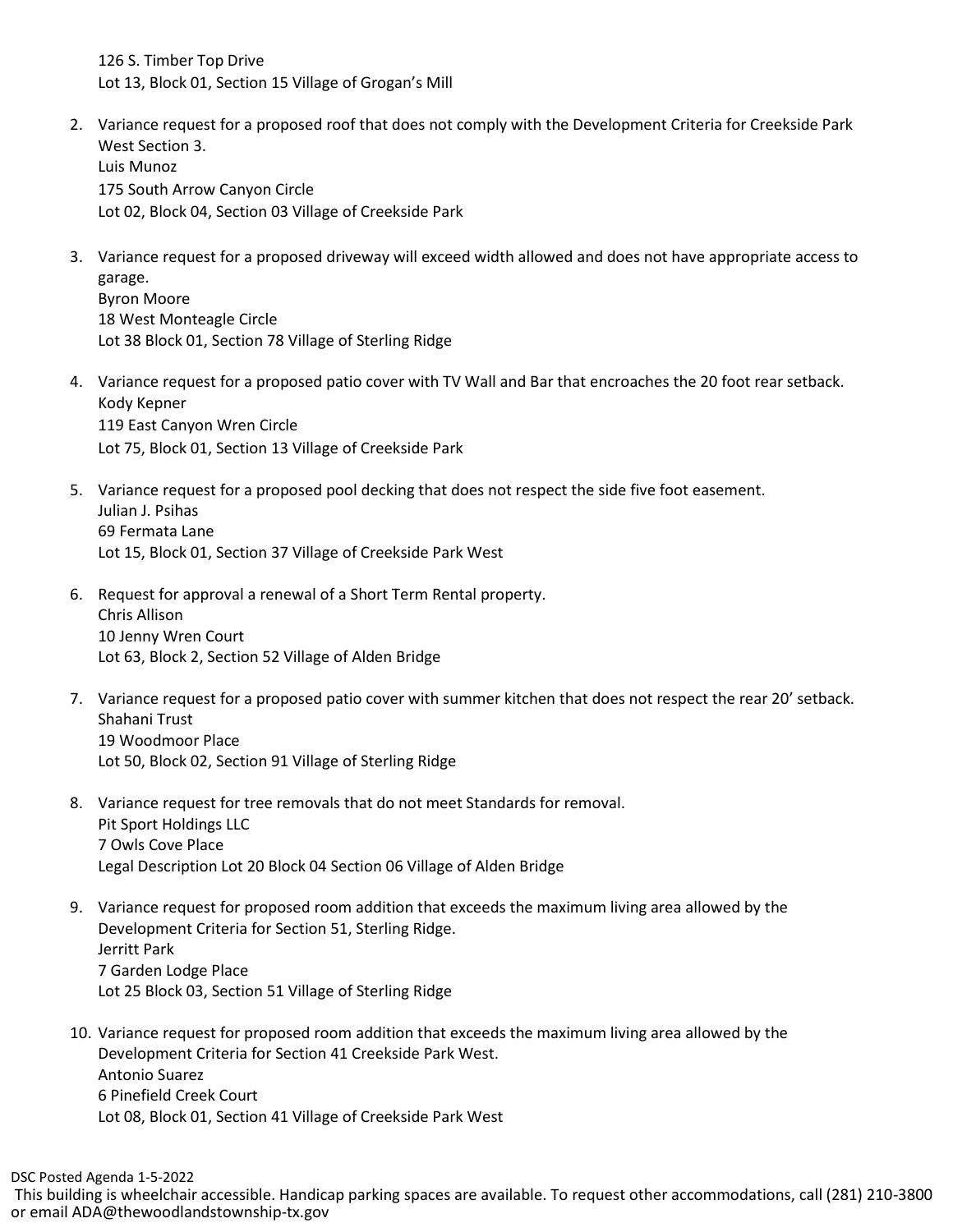126 S. Timber Top Drive
Lot 13, Block 01, Section 15 Village of Grogan's Mill

2. Variance request for a proposed roof that does not comply with the Development Criteria for Creekside Park West Section 3.
   Luis Munoz
   175 South Arrow Canyon Circle
   Lot 02, Block 04, Section 03 Village of Creekside Park

3. Variance request for a proposed driveway will exceed width allowed and does not have appropriate access to garage.
   Byron Moore
   18 West Monteagle Circle
   Lot 38 Block 01, Section 78 Village of Sterling Ridge

4. Variance request for a proposed patio cover with TV Wall and Bar that encroaches the 20 foot rear setback.
   Kody Kepner
   119 East Canyon Wren Circle
   Lot 75, Block 01, Section 13 Village of Creekside Park

5. Variance request for a proposed pool decking that does not respect the side five foot easement.
   Julian J. Psihas
   69 Fermata Lane
   Lot 15, Block 01, Section 37 Village of Creekside Park West

6. Request for approval a renewal of a Short Term Rental property.
   Chris Allison
   10 Jenny Wren Court
   Lot 63, Block 2, Section 52 Village of Alden Bridge

7. Variance request for a proposed patio cover with summer kitchen that does not respect the rear 20' setback.
   Shahani Trust
   19 Woodmoor Place
   Lot 50, Block 02, Section 91 Village of Sterling Ridge

8. Variance request for tree removals that do not meet Standards for removal.
   Pit Sport Holdings LLC
   7 Owls Cove Place
   Legal Description Lot 20 Block 04 Section 06 Village of Alden Bridge

9. Variance request for proposed room addition that exceeds the maximum living area allowed by the Development Criteria for Section 51, Sterling Ridge.
   Jerritt Park
   7 Garden Lodge Place
   Lot 25 Block 03, Section 51 Village of Sterling Ridge

10. Variance request for proposed room addition that exceeds the maximum living area allowed by the Development Criteria for Section 41 Creekside Park West.
    Antonio Suarez
    6 Pinefield Creek Court
    Lot 08, Block 01, Section 41 Village of Creekside Park West

DSC Posted Agenda 1-5-2022
This building is wheelchair accessible. Handicap parking spaces are available. To request other accommodations, call (281) 210-3800 or email ADA@thewoodlandstownship-tx.gov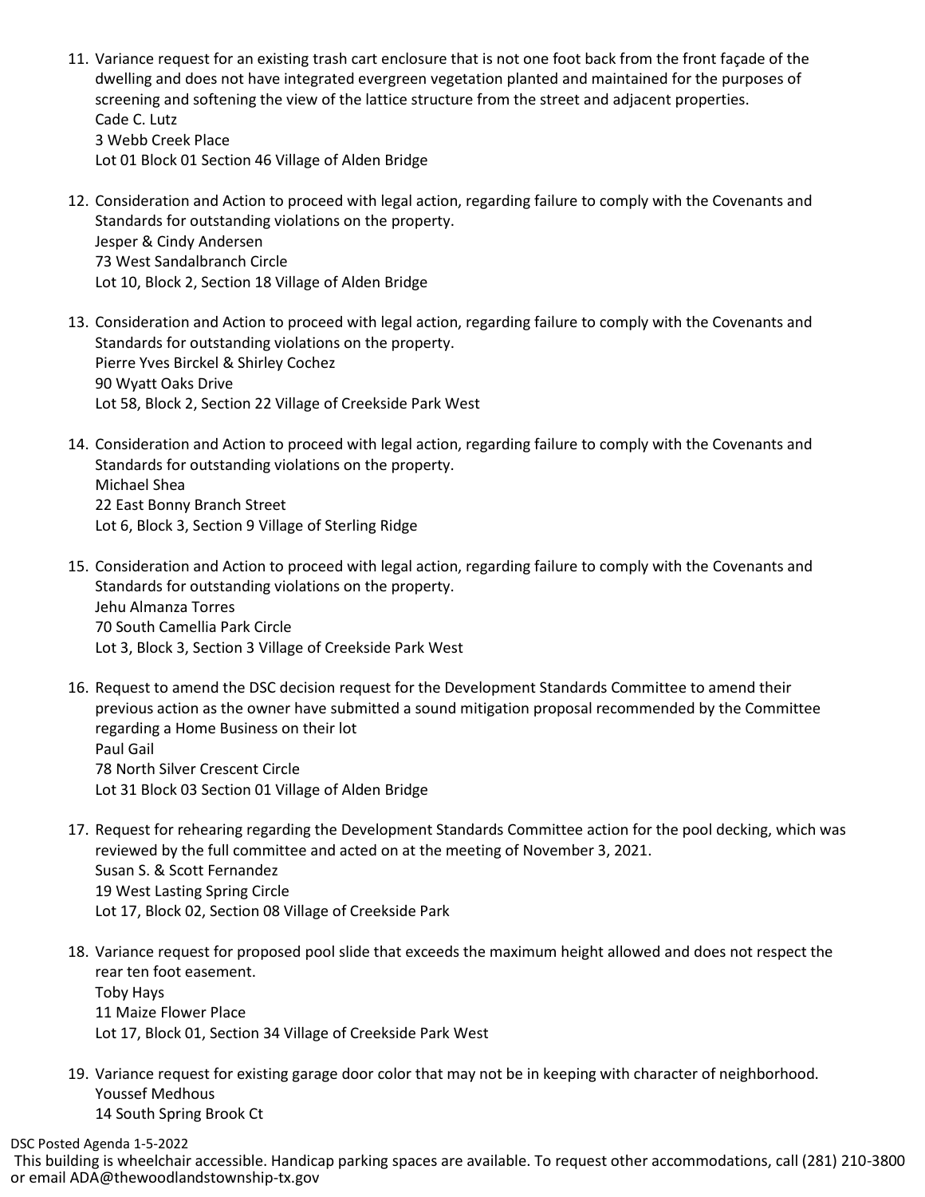11. Variance request for an existing trash cart enclosure that is not one foot back from the front façade of the dwelling and does not have integrated evergreen vegetation planted and maintained for the purposes of screening and softening the view of the lattice structure from the street and adjacent properties.
    Cade C. Lutz
    3 Webb Creek Place
    Lot 01 Block 01 Section 46 Village of Alden Bridge

12. Consideration and Action to proceed with legal action, regarding failure to comply with the Covenants and Standards for outstanding violations on the property.
    Jesper & Cindy Andersen
    73 West Sandalbranch Circle
    Lot 10, Block 2, Section 18 Village of Alden Bridge

13. Consideration and Action to proceed with legal action, regarding failure to comply with the Covenants and Standards for outstanding violations on the property.
    Pierre Yves Birckel & Shirley Cochez
    90 Wyatt Oaks Drive
    Lot 58, Block 2, Section 22 Village of Creekside Park West

14. Consideration and Action to proceed with legal action, regarding failure to comply with the Covenants and Standards for outstanding violations on the property.
    Michael Shea
    22 East Bonny Branch Street
    Lot 6, Block 3, Section 9 Village of Sterling Ridge

15. Consideration and Action to proceed with legal action, regarding failure to comply with the Covenants and Standards for outstanding violations on the property.
    Jehu Almanza Torres
    70 South Camellia Park Circle
    Lot 3, Block 3, Section 3 Village of Creekside Park West

16. Request to amend the DSC decision request for the Development Standards Committee to amend their previous action as the owner have submitted a sound mitigation proposal recommended by the Committee regarding a Home Business on their lot
    Paul Gail
    78 North Silver Crescent Circle
    Lot 31 Block 03 Section 01 Village of Alden Bridge

17. Request for rehearing regarding the Development Standards Committee action for the pool decking, which was reviewed by the full committee and acted on at the meeting of November 3, 2021.
    Susan S. & Scott Fernandez
    19 West Lasting Spring Circle
    Lot 17, Block 02, Section 08 Village of Creekside Park

18. Variance request for proposed pool slide that exceeds the maximum height allowed and does not respect the rear ten foot easement.
    Toby Hays
    11 Maize Flower Place
    Lot 17, Block 01, Section 34 Village of Creekside Park West

19. Variance request for existing garage door color that may not be in keeping with character of neighborhood.
    Youssef Medhous
    14 South Spring Brook Ct

DSC Posted Agenda 1-5-2022
This building is wheelchair accessible. Handicap parking spaces are available. To request other accommodations, call (281) 210-3800 or email ADA@thewoodlandstownship-tx.gov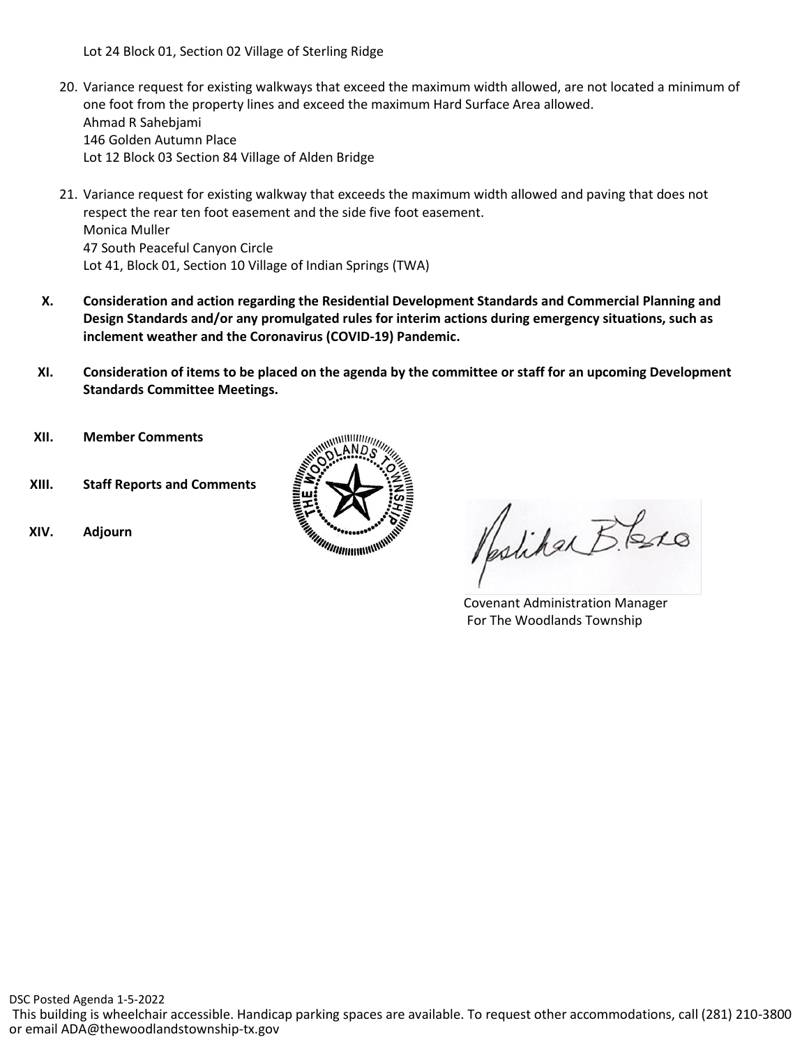Lot 24 Block 01, Section 02 Village of Sterling Ridge

20. Variance request for existing walkways that exceed the maximum width allowed, are not located a minimum of one foot from the property lines and exceed the maximum Hard Surface Area allowed.
    Ahmad R Sahebjami
    146 Golden Autumn Place
    Lot 12 Block 03 Section 84 Village of Alden Bridge

21. Variance request for existing walkway that exceeds the maximum width allowed and paving that does not respect the rear ten foot easement and the side five foot easement.
    Monica Muller
    47 South Peaceful Canyon Circle
    Lot 41, Block 01, Section 10 Village of Indian Springs (TWA)

**X. Consideration and action regarding the Residential Development Standards and Commercial Planning and Design Standards and/or any promulgated rules for interim actions during emergency situations, such as inclement weather and the Coronavirus (COVID-19) Pandemic.**

**XI. Consideration of items to be placed on the agenda by the committee or staff for an upcoming Development Standards Committee Meetings.**

**XII. Member Comments**

**XIII. Staff Reports and Comments**

**XIV. Adjourn**

Covenant Administration Manager
For The Woodlands Township

DSC Posted Agenda 1-5-2022
This building is wheelchair accessible. Handicap parking spaces are available. To request other accommodations, call (281) 210-3800 or email ADA@thewoodlandstownship-tx.gov